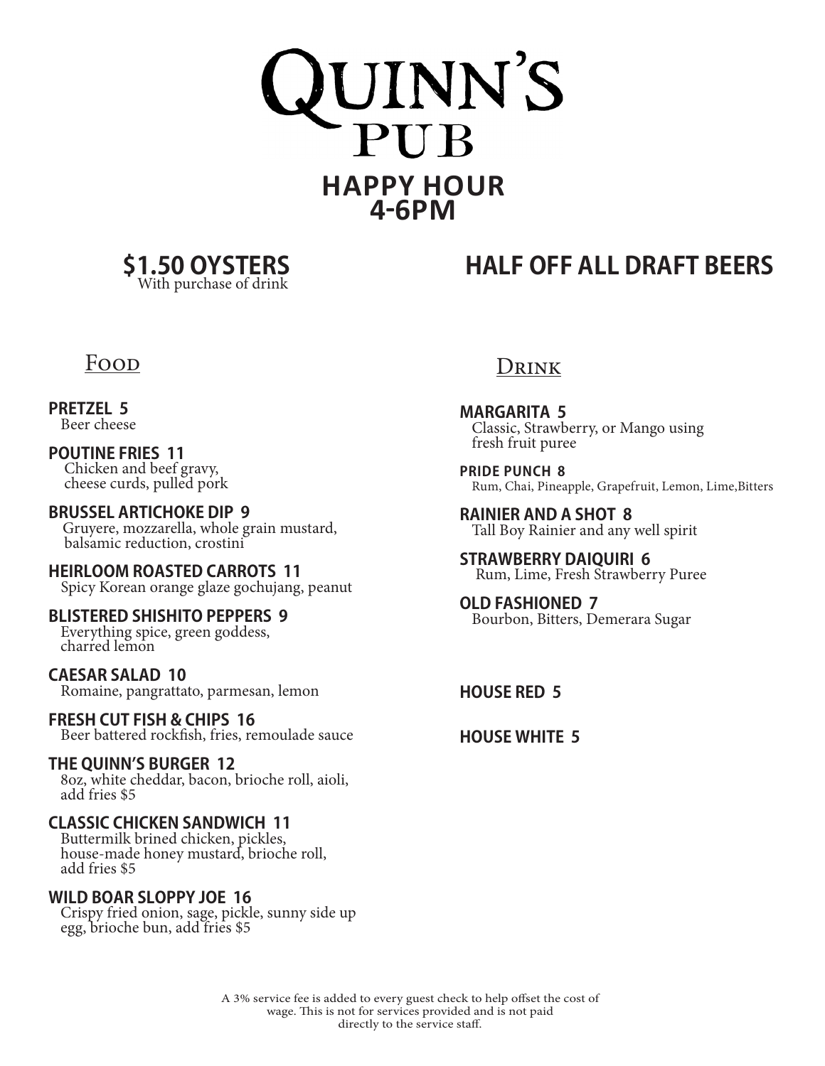# QUINN'S PUB

## HAPPY HOUR
## 4-6PM

### $1.50 OYSTERS
With purchase of drink

### HALF OFF ALL DRAFT BEERS

## Food

**PRETZEL 5**
Beer cheese

**POUTINE FRIES 11**
Chicken and beef gravy, cheese curds, pulled pork

**BRUSSEL ARTICHOKE DIP 9**
Gruyere, mozzarella, whole grain mustard, balsamic reduction, crostini

**HEIRLOOM ROASTED CARROTS 11**
Spicy Korean orange glaze gochujang, peanut

**BLISTERED SHISHITO PEPPERS 9**
Everything spice, green goddess, charred lemon

**CAESAR SALAD 10**
Romaine, pangrattato, parmesan, lemon

**FRESH CUT FISH & CHIPS 16**
Beer battered rockfish, fries, remoulade sauce

**THE QUINN'S BURGER 12**
8oz, white cheddar, bacon, brioche roll, aioli, add fries $5

**CLASSIC CHICKEN SANDWICH 11**
Buttermilk brined chicken, pickles, house-made honey mustard, brioche roll, add fries $5

**WILD BOAR SLOPPY JOE 16**
Crispy fried onion, sage, pickle, sunny side up egg, brioche bun, add fries $5

## Drink

**MARGARITA 5**
Classic, Strawberry, or Mango using fresh fruit puree

**PRIDE PUNCH 8**
Rum, Chai, Pineapple, Grapefruit, Lemon, Lime,Bitters

**RAINIER AND A SHOT 8**
Tall Boy Rainier and any well spirit

**STRAWBERRY DAIQUIRI 6**
Rum, Lime, Fresh Strawberry Puree

**OLD FASHIONED 7**
Bourbon, Bitters, Demerara Sugar

**HOUSE RED 5**

**HOUSE WHITE 5**

A 3% service fee is added to every guest check to help offset the cost of wage. This is not for services provided and is not paid directly to the service staff.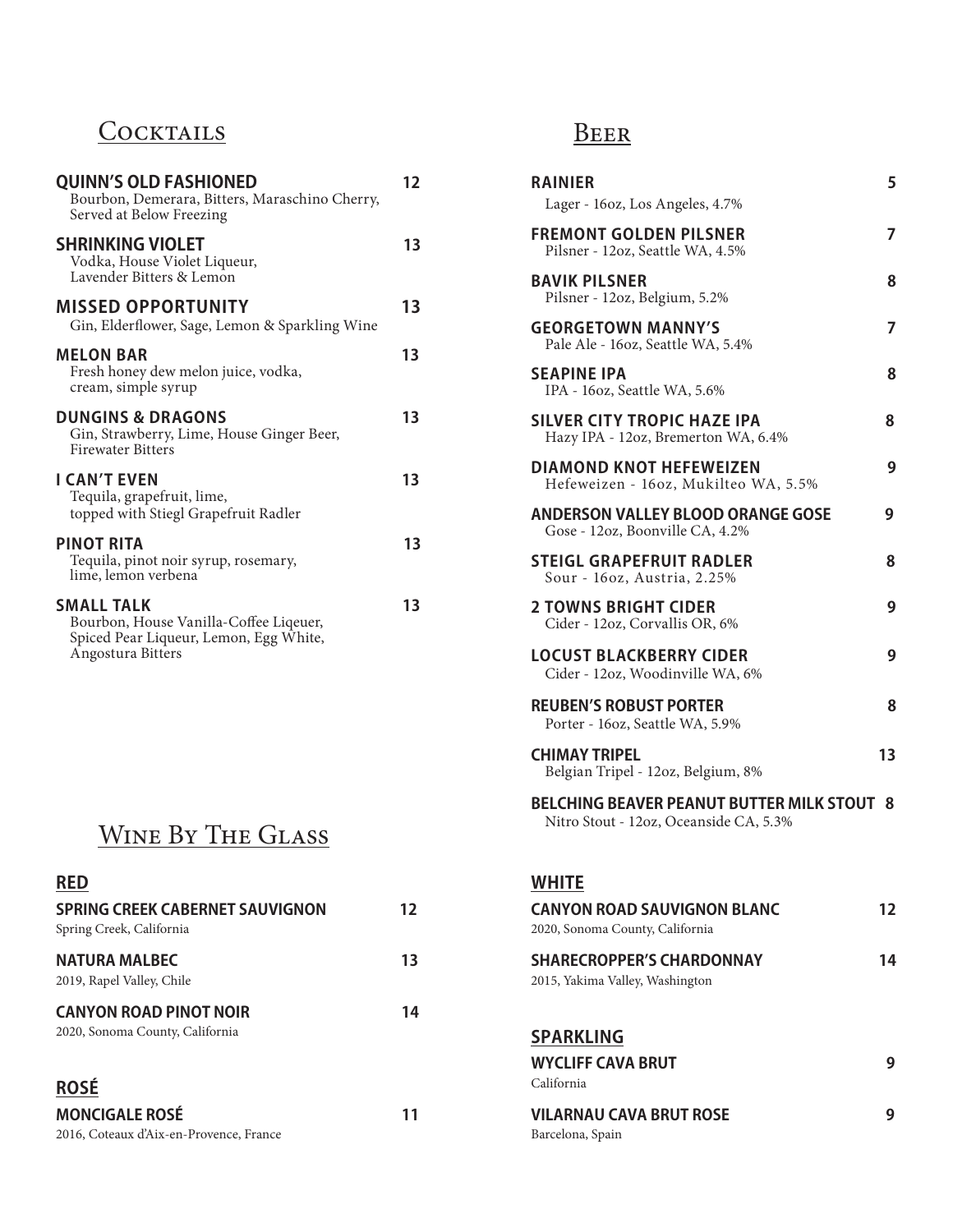## Cocktails

**QUINN'S OLD FASHIONED** — 12
Bourbon, Demerara, Bitters, Maraschino Cherry, Served at Below Freezing

**SHRINKING VIOLET** — 13
Vodka, House Violet Liqueur, Lavender Bitters & Lemon

**MISSED OPPORTUNITY** — 13
Gin, Elderflower, Sage, Lemon & Sparkling Wine

**MELON BAR** — 13
Fresh honey dew melon juice, vodka, cream, simple syrup

**DUNGINS & DRAGONS** — 13
Gin, Strawberry, Lime, House Ginger Beer, Firewater Bitters

**I CAN'T EVEN** — 13
Tequila, grapefruit, lime, topped with Stiegl Grapefruit Radler

**PINOT RITA** — 13
Tequila, pinot noir syrup, rosemary, lime, lemon verbena

**SMALL TALK** — 13
Bourbon, House Vanilla-Coffee Liqeuer, Spiced Pear Liqueur, Lemon, Egg White, Angostura Bitters

## Wine By The Glass

### RED

**SPRING CREEK CABERNET SAUVIGNON** — 12
Spring Creek, California

**NATURA MALBEC** — 13
2019, Rapel Valley, Chile

**CANYON ROAD PINOT NOIR** — 14
2020, Sonoma County, California

### ROSÉ

**MONCIGALE ROSÉ** — 11
2016, Coteaux d'Aix-en-Provence, France

### WHITE

**CANYON ROAD SAUVIGNON BLANC** — 12
2020, Sonoma County, California

**SHARECROPPER'S CHARDONNAY** — 14
2015, Yakima Valley, Washington

### SPARKLING

**WYCLIFF CAVA BRUT** — 9
California

**VILARNAU CAVA BRUT ROSE** — 9
Barcelona, Spain

## Beer

**RAINIER** — 5
Lager - 16oz, Los Angeles, 4.7%

**FREMONT GOLDEN PILSNER** — 7
Pilsner - 12oz, Seattle WA, 4.5%

**BAVIK PILSNER** — 8
Pilsner - 12oz, Belgium, 5.2%

**GEORGETOWN MANNY'S** — 7
Pale Ale - 16oz, Seattle WA, 5.4%

**SEAPINE IPA** — 8
IPA - 16oz, Seattle WA, 5.6%

**SILVER CITY TROPIC HAZE IPA** — 8
Hazy IPA - 12oz, Bremerton WA, 6.4%

**DIAMOND KNOT HEFEWEIZEN** — 9
Hefeweizen - 16oz, Mukilteo WA, 5.5%

**ANDERSON VALLEY BLOOD ORANGE GOSE** — 9
Gose - 12oz, Boonville CA, 4.2%

**STEIGL GRAPEFRUIT RADLER** — 8
Sour - 16oz, Austria, 2.25%

**2 TOWNS BRIGHT CIDER** — 9
Cider - 12oz, Corvallis OR, 6%

**LOCUST BLACKBERRY CIDER** — 9
Cider - 12oz, Woodinville WA, 6%

**REUBEN'S ROBUST PORTER** — 8
Porter - 16oz, Seattle WA, 5.9%

**CHIMAY TRIPEL** — 13
Belgian Tripel - 12oz, Belgium, 8%

**BELCHING BEAVER PEANUT BUTTER MILK STOUT** — 8
Nitro Stout - 12oz, Oceanside CA, 5.3%